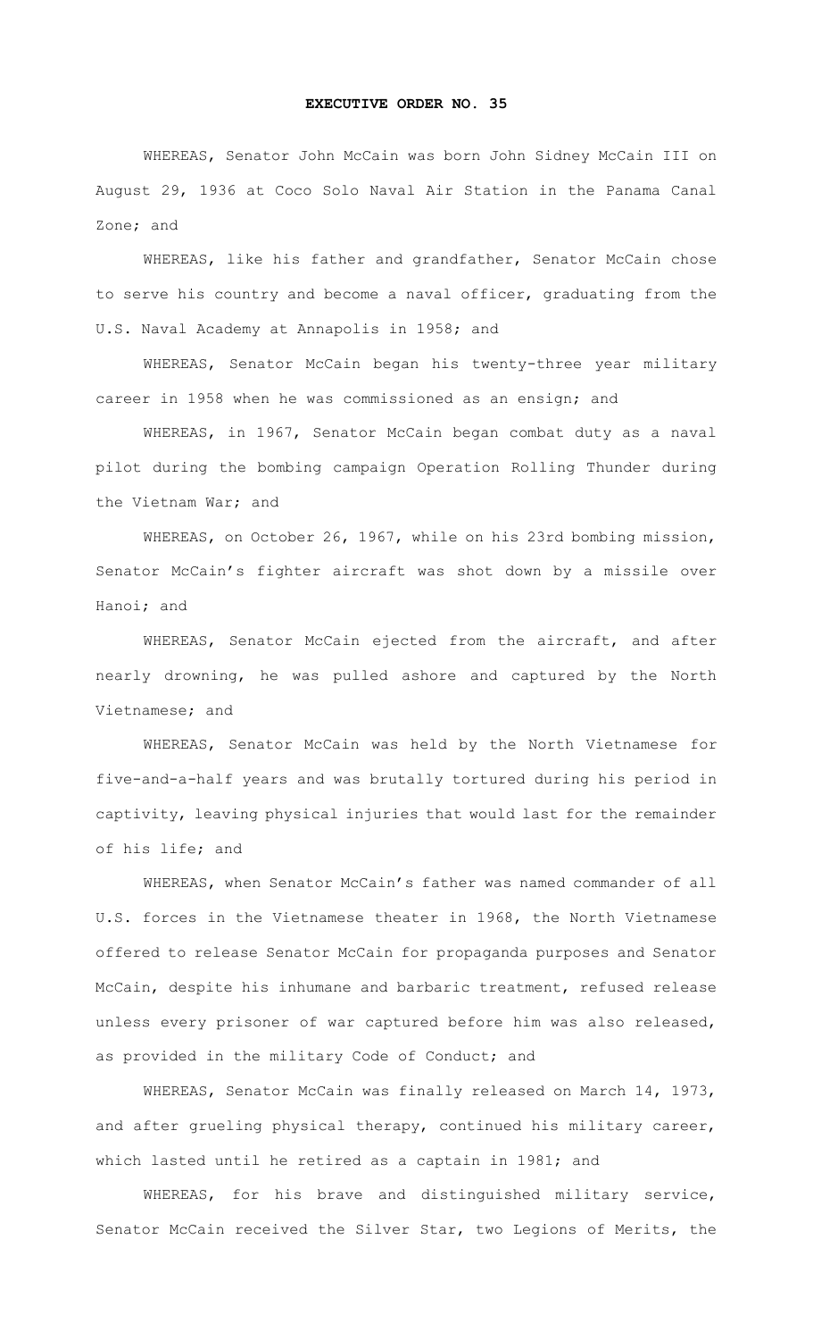# EXECUTIVE ORDER NO. 35

WHEREAS, Senator John McCain was born John Sidney McCain III on August 29, 1936 at Coco Solo Naval Air Station in the Panama Canal Zone; and

WHEREAS, like his father and grandfather, Senator McCain chose to serve his country and become a naval officer, graduating from the U.S. Naval Academy at Annapolis in 1958; and

WHEREAS, Senator McCain began his twenty-three year military career in 1958 when he was commissioned as an ensign; and

WHEREAS, in 1967, Senator McCain began combat duty as a naval pilot during the bombing campaign Operation Rolling Thunder during the Vietnam War; and

WHEREAS, on October 26, 1967, while on his 23rd bombing mission, Senator McCain's fighter aircraft was shot down by a missile over Hanoi; and

WHEREAS, Senator McCain ejected from the aircraft, and after nearly drowning, he was pulled ashore and captured by the North Vietnamese; and

WHEREAS, Senator McCain was held by the North Vietnamese for five-and-a-half years and was brutally tortured during his period in captivity, leaving physical injuries that would last for the remainder of his life; and

WHEREAS, when Senator McCain's father was named commander of all U.S. forces in the Vietnamese theater in 1968, the North Vietnamese offered to release Senator McCain for propaganda purposes and Senator McCain, despite his inhumane and barbaric treatment, refused release unless every prisoner of war captured before him was also released, as provided in the military Code of Conduct; and

WHEREAS, Senator McCain was finally released on March 14, 1973, and after grueling physical therapy, continued his military career, which lasted until he retired as a captain in 1981; and

WHEREAS, for his brave and distinguished military service, Senator McCain received the Silver Star, two Legions of Merits, the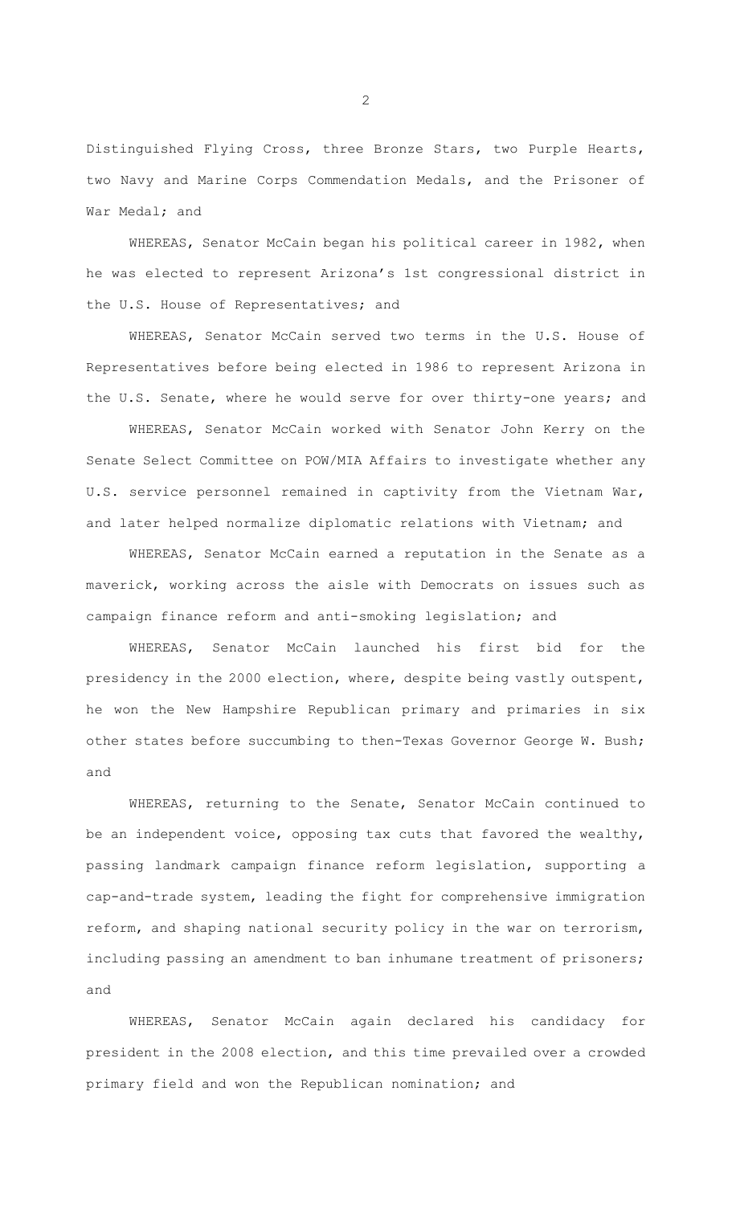Distinguished Flying Cross, three Bronze Stars, two Purple Hearts, two Navy and Marine Corps Commendation Medals, and the Prisoner of War Medal; and

WHEREAS, Senator McCain began his political career in 1982, when he was elected to represent Arizona's 1st congressional district in the U.S. House of Representatives; and

WHEREAS, Senator McCain served two terms in the U.S. House of Representatives before being elected in 1986 to represent Arizona in the U.S. Senate, where he would serve for over thirty-one years; and

WHEREAS, Senator McCain worked with Senator John Kerry on the Senate Select Committee on POW/MIA Affairs to investigate whether any U.S. service personnel remained in captivity from the Vietnam War, and later helped normalize diplomatic relations with Vietnam; and

WHEREAS, Senator McCain earned a reputation in the Senate as a maverick, working across the aisle with Democrats on issues such as campaign finance reform and anti-smoking legislation; and

WHEREAS, Senator McCain launched his first bid for the presidency in the 2000 election, where, despite being vastly outspent, he won the New Hampshire Republican primary and primaries in six other states before succumbing to then-Texas Governor George W. Bush; and

WHEREAS, returning to the Senate, Senator McCain continued to be an independent voice, opposing tax cuts that favored the wealthy, passing landmark campaign finance reform legislation, supporting a cap-and-trade system, leading the fight for comprehensive immigration reform, and shaping national security policy in the war on terrorism, including passing an amendment to ban inhumane treatment of prisoners; and

WHEREAS, Senator McCain again declared his candidacy for president in the 2008 election, and this time prevailed over a crowded primary field and won the Republican nomination; and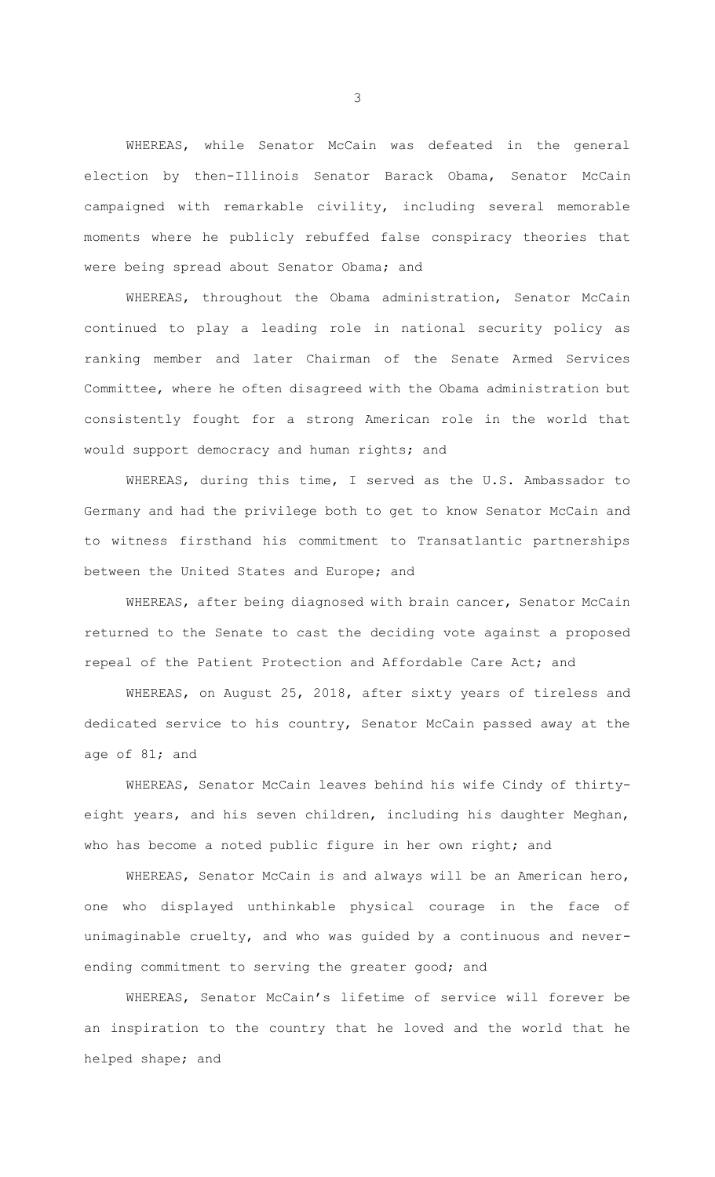WHEREAS, while Senator McCain was defeated in the general election by then-Illinois Senator Barack Obama, Senator McCain campaigned with remarkable civility, including several memorable moments where he publicly rebuffed false conspiracy theories that were being spread about Senator Obama; and

WHEREAS, throughout the Obama administration, Senator McCain continued to play a leading role in national security policy as ranking member and later Chairman of the Senate Armed Services Committee, where he often disagreed with the Obama administration but consistently fought for a strong American role in the world that would support democracy and human rights; and

WHEREAS, during this time, I served as the U.S. Ambassador to Germany and had the privilege both to get to know Senator McCain and to witness firsthand his commitment to Transatlantic partnerships between the United States and Europe; and

WHEREAS, after being diagnosed with brain cancer, Senator McCain returned to the Senate to cast the deciding vote against a proposed repeal of the Patient Protection and Affordable Care Act; and

WHEREAS, on August 25, 2018, after sixty years of tireless and dedicated service to his country, Senator McCain passed away at the age of 81; and

WHEREAS, Senator McCain leaves behind his wife Cindy of thirty-eight years, and his seven children, including his daughter Meghan, who has become a noted public figure in her own right; and

WHEREAS, Senator McCain is and always will be an American hero, one who displayed unthinkable physical courage in the face of unimaginable cruelty, and who was guided by a continuous and never-ending commitment to serving the greater good; and

WHEREAS, Senator McCain's lifetime of service will forever be an inspiration to the country that he loved and the world that he helped shape; and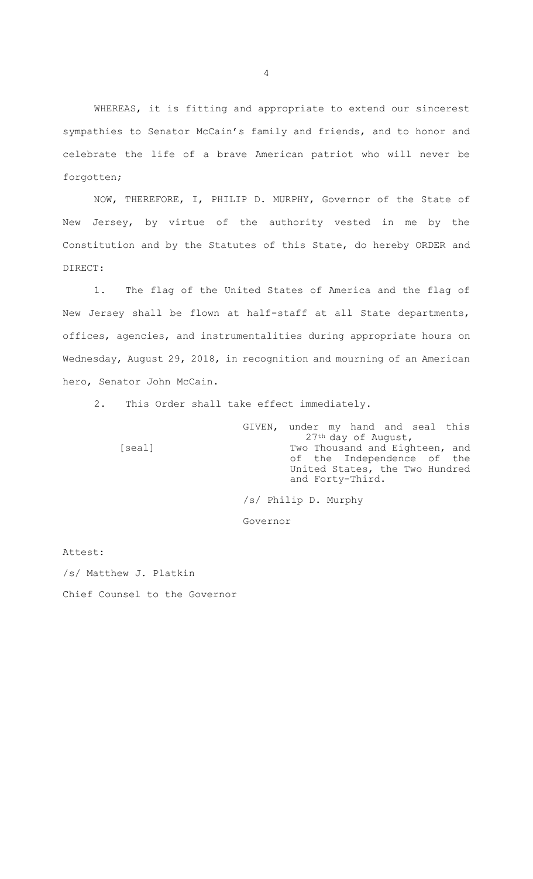WHEREAS, it is fitting and appropriate to extend our sincerest sympathies to Senator McCain's family and friends, and to honor and celebrate the life of a brave American patriot who will never be forgotten;

NOW, THEREFORE, I, PHILIP D. MURPHY, Governor of the State of New Jersey, by virtue of the authority vested in me by the Constitution and by the Statutes of this State, do hereby ORDER and DIRECT:

1. The flag of the United States of America and the flag of New Jersey shall be flown at half-staff at all State departments, offices, agencies, and instrumentalities during appropriate hours on Wednesday, August 29, 2018, in recognition and mourning of an American hero, Senator John McCain.

2. This Order shall take effect immediately.

[seal]

GIVEN, under my hand and seal this 27th day of August, Two Thousand and Eighteen, and of the Independence of the United States, the Two Hundred and Forty-Third.

/s/ Philip D. Murphy

Governor

Attest:

/s/ Matthew J. Platkin

Chief Counsel to the Governor